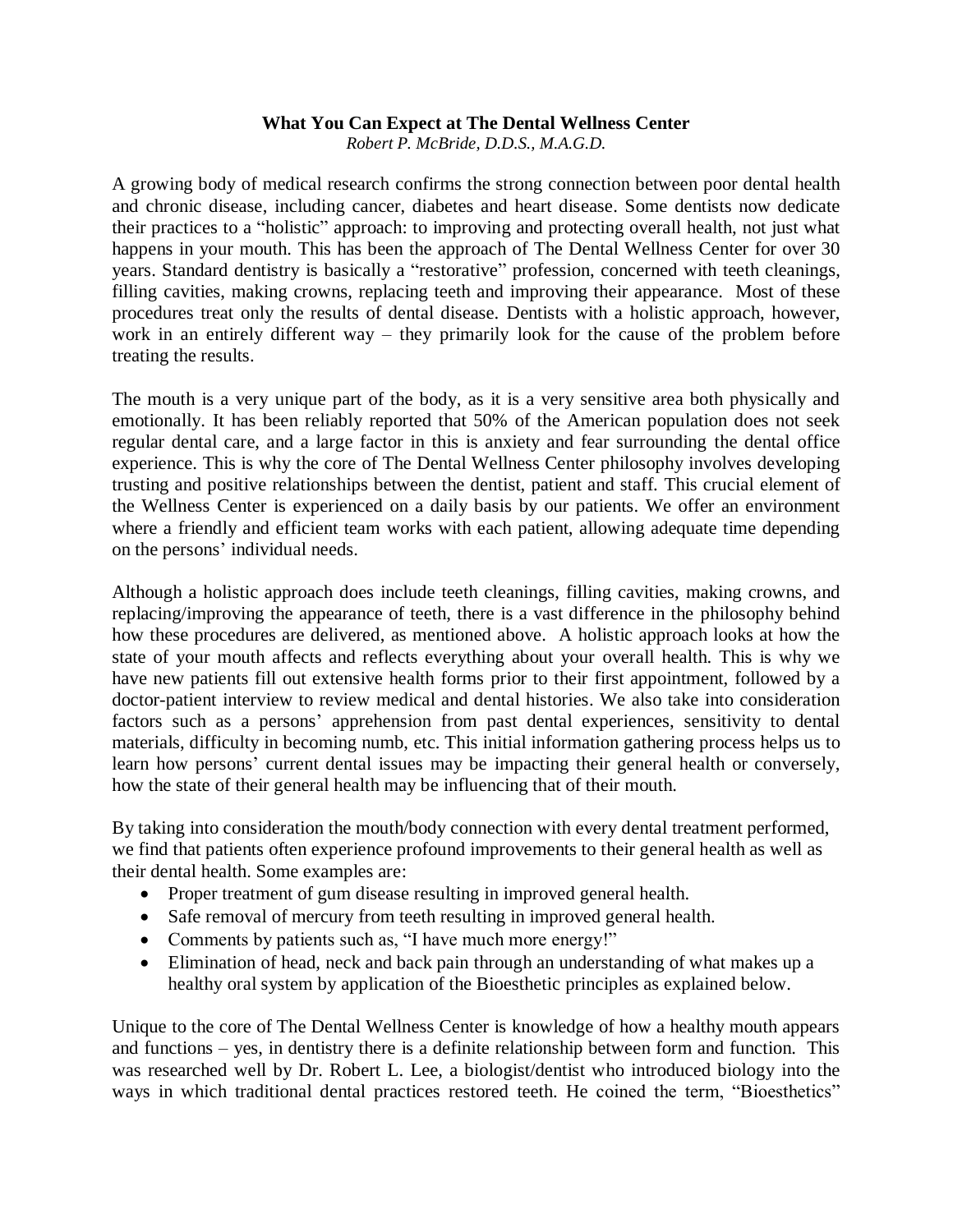**What You Can Expect at The Dental Wellness Center**

*Robert P. McBride, D.D.S., M.A.G.D.*

A growing body of medical research confirms the strong connection between poor dental health and chronic disease, including cancer, diabetes and heart disease. Some dentists now dedicate their practices to a "holistic" approach: to improving and protecting overall health, not just what happens in your mouth. This has been the approach of The Dental Wellness Center for over 30 years. Standard dentistry is basically a "restorative" profession, concerned with teeth cleanings, filling cavities, making crowns, replacing teeth and improving their appearance. Most of these procedures treat only the results of dental disease. Dentists with a holistic approach, however, work in an entirely different way – they primarily look for the cause of the problem before treating the results.

The mouth is a very unique part of the body, as it is a very sensitive area both physically and emotionally. It has been reliably reported that 50% of the American population does not seek regular dental care, and a large factor in this is anxiety and fear surrounding the dental office experience. This is why the core of The Dental Wellness Center philosophy involves developing trusting and positive relationships between the dentist, patient and staff. This crucial element of the Wellness Center is experienced on a daily basis by our patients. We offer an environment where a friendly and efficient team works with each patient, allowing adequate time depending on the persons' individual needs.

Although a holistic approach does include teeth cleanings, filling cavities, making crowns, and replacing/improving the appearance of teeth, there is a vast difference in the philosophy behind how these procedures are delivered, as mentioned above. A holistic approach looks at how the state of your mouth affects and reflects everything about your overall health. This is why we have new patients fill out extensive health forms prior to their first appointment, followed by a doctor-patient interview to review medical and dental histories. We also take into consideration factors such as a persons' apprehension from past dental experiences, sensitivity to dental materials, difficulty in becoming numb, etc. This initial information gathering process helps us to learn how persons' current dental issues may be impacting their general health or conversely, how the state of their general health may be influencing that of their mouth.

By taking into consideration the mouth/body connection with every dental treatment performed, we find that patients often experience profound improvements to their general health as well as their dental health. Some examples are:

- Proper treatment of gum disease resulting in improved general health.
- Safe removal of mercury from teeth resulting in improved general health.
- Comments by patients such as, "I have much more energy!"
- Elimination of head, neck and back pain through an understanding of what makes up a healthy oral system by application of the Bioesthetic principles as explained below.

Unique to the core of The Dental Wellness Center is knowledge of how a healthy mouth appears and functions – yes, in dentistry there is a definite relationship between form and function. This was researched well by Dr. Robert L. Lee, a biologist/dentist who introduced biology into the ways in which traditional dental practices restored teeth. He coined the term, "Bioesthetics"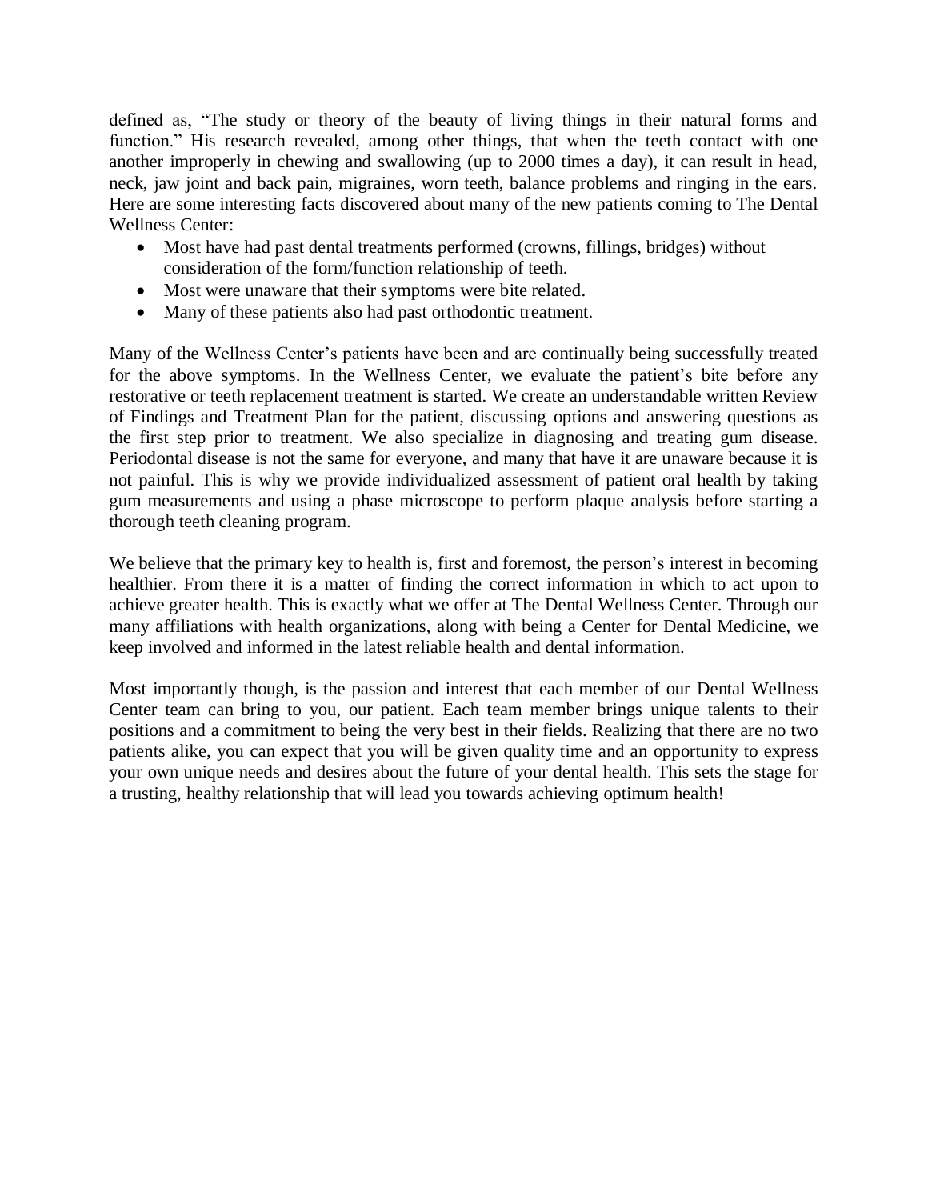defined as, "The study or theory of the beauty of living things in their natural forms and function." His research revealed, among other things, that when the teeth contact with one another improperly in chewing and swallowing (up to 2000 times a day), it can result in head, neck, jaw joint and back pain, migraines, worn teeth, balance problems and ringing in the ears. Here are some interesting facts discovered about many of the new patients coming to The Dental Wellness Center:

- Most have had past dental treatments performed (crowns, fillings, bridges) without consideration of the form/function relationship of teeth.
- Most were unaware that their symptoms were bite related.
- Many of these patients also had past orthodontic treatment.

Many of the Wellness Center's patients have been and are continually being successfully treated for the above symptoms. In the Wellness Center, we evaluate the patient's bite before any restorative or teeth replacement treatment is started. We create an understandable written Review of Findings and Treatment Plan for the patient, discussing options and answering questions as the first step prior to treatment. We also specialize in diagnosing and treating gum disease. Periodontal disease is not the same for everyone, and many that have it are unaware because it is not painful. This is why we provide individualized assessment of patient oral health by taking gum measurements and using a phase microscope to perform plaque analysis before starting a thorough teeth cleaning program.

We believe that the primary key to health is, first and foremost, the person's interest in becoming healthier. From there it is a matter of finding the correct information in which to act upon to achieve greater health. This is exactly what we offer at The Dental Wellness Center. Through our many affiliations with health organizations, along with being a Center for Dental Medicine, we keep involved and informed in the latest reliable health and dental information.

Most importantly though, is the passion and interest that each member of our Dental Wellness Center team can bring to you, our patient. Each team member brings unique talents to their positions and a commitment to being the very best in their fields. Realizing that there are no two patients alike, you can expect that you will be given quality time and an opportunity to express your own unique needs and desires about the future of your dental health. This sets the stage for a trusting, healthy relationship that will lead you towards achieving optimum health!